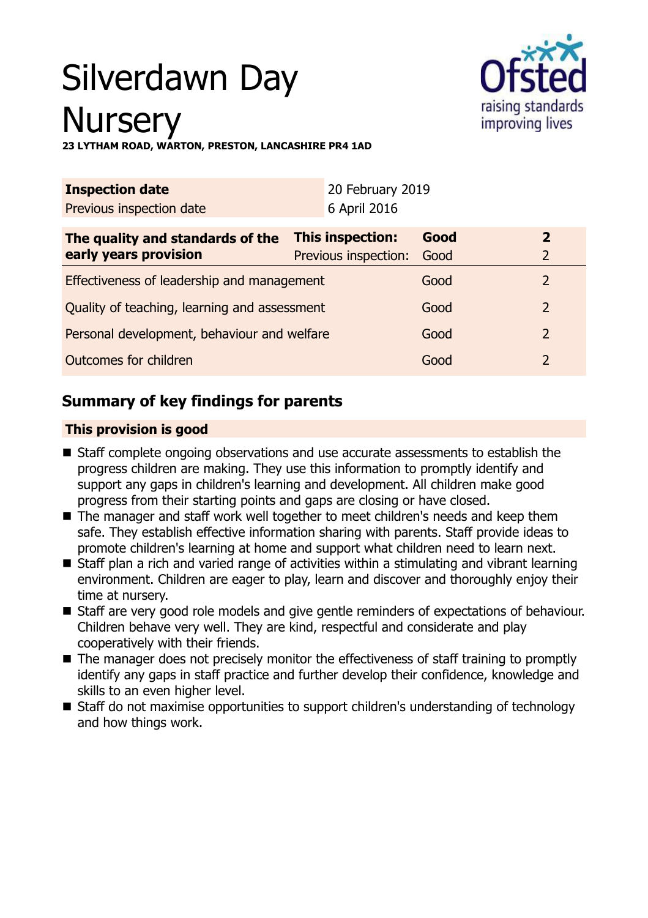# Silverdawn Day Nursery

**23 LYTHAM ROAD, WARTON, PRESTON, LANCASHIRE PR4 1AD**

| **Inspection date** | 20 February 2019 |
|---|---|
| Previous inspection date | 6 April 2016 |

| **The quality and standards of the early years provision** | **This inspection:** | **Good** | **2** |
|---|---|---|---|
| | Previous inspection: | Good | 2 |
| Effectiveness of leadership and management | | Good | 2 |
| Quality of teaching, learning and assessment | | Good | 2 |
| Personal development, behaviour and welfare | | Good | 2 |
| Outcomes for children | | Good | 2 |

## Summary of key findings for parents

**This provision is good**

- Staff complete ongoing observations and use accurate assessments to establish the progress children are making. They use this information to promptly identify and support any gaps in children's learning and development. All children make good progress from their starting points and gaps are closing or have closed.
- The manager and staff work well together to meet children's needs and keep them safe. They establish effective information sharing with parents. Staff provide ideas to promote children's learning at home and support what children need to learn next.
- Staff plan a rich and varied range of activities within a stimulating and vibrant learning environment. Children are eager to play, learn and discover and thoroughly enjoy their time at nursery.
- Staff are very good role models and give gentle reminders of expectations of behaviour. Children behave very well. They are kind, respectful and considerate and play cooperatively with their friends.
- The manager does not precisely monitor the effectiveness of staff training to promptly identify any gaps in staff practice and further develop their confidence, knowledge and skills to an even higher level.
- Staff do not maximise opportunities to support children's understanding of technology and how things work.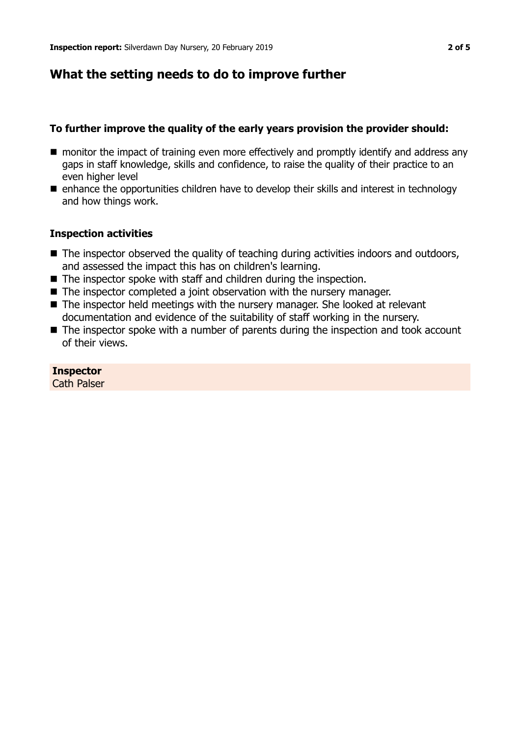## What the setting needs to do to improve further

### To further improve the quality of the early years provision the provider should:

- monitor the impact of training even more effectively and promptly identify and address any gaps in staff knowledge, skills and confidence, to raise the quality of their practice to an even higher level
- enhance the opportunities children have to develop their skills and interest in technology and how things work.

### Inspection activities

- The inspector observed the quality of teaching during activities indoors and outdoors, and assessed the impact this has on children's learning.
- The inspector spoke with staff and children during the inspection.
- The inspector completed a joint observation with the nursery manager.
- The inspector held meetings with the nursery manager. She looked at relevant documentation and evidence of the suitability of staff working in the nursery.
- The inspector spoke with a number of parents during the inspection and took account of their views.

**Inspector**
Cath Palser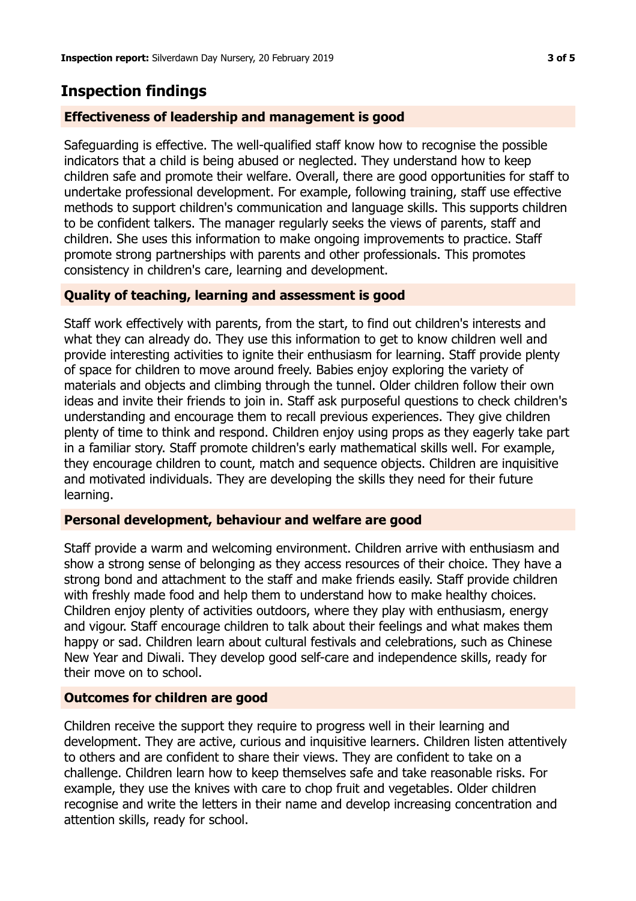## Inspection findings

### Effectiveness of leadership and management is good

Safeguarding is effective. The well-qualified staff know how to recognise the possible indicators that a child is being abused or neglected. They understand how to keep children safe and promote their welfare. Overall, there are good opportunities for staff to undertake professional development. For example, following training, staff use effective methods to support children's communication and language skills. This supports children to be confident talkers. The manager regularly seeks the views of parents, staff and children. She uses this information to make ongoing improvements to practice. Staff promote strong partnerships with parents and other professionals. This promotes consistency in children's care, learning and development.

### Quality of teaching, learning and assessment is good

Staff work effectively with parents, from the start, to find out children's interests and what they can already do. They use this information to get to know children well and provide interesting activities to ignite their enthusiasm for learning. Staff provide plenty of space for children to move around freely. Babies enjoy exploring the variety of materials and objects and climbing through the tunnel. Older children follow their own ideas and invite their friends to join in. Staff ask purposeful questions to check children's understanding and encourage them to recall previous experiences. They give children plenty of time to think and respond. Children enjoy using props as they eagerly take part in a familiar story. Staff promote children's early mathematical skills well. For example, they encourage children to count, match and sequence objects. Children are inquisitive and motivated individuals. They are developing the skills they need for their future learning.

### Personal development, behaviour and welfare are good

Staff provide a warm and welcoming environment. Children arrive with enthusiasm and show a strong sense of belonging as they access resources of their choice. They have a strong bond and attachment to the staff and make friends easily. Staff provide children with freshly made food and help them to understand how to make healthy choices. Children enjoy plenty of activities outdoors, where they play with enthusiasm, energy and vigour. Staff encourage children to talk about their feelings and what makes them happy or sad. Children learn about cultural festivals and celebrations, such as Chinese New Year and Diwali. They develop good self-care and independence skills, ready for their move on to school.

### Outcomes for children are good

Children receive the support they require to progress well in their learning and development. They are active, curious and inquisitive learners. Children listen attentively to others and are confident to share their views. They are confident to take on a challenge. Children learn how to keep themselves safe and take reasonable risks. For example, they use the knives with care to chop fruit and vegetables. Older children recognise and write the letters in their name and develop increasing concentration and attention skills, ready for school.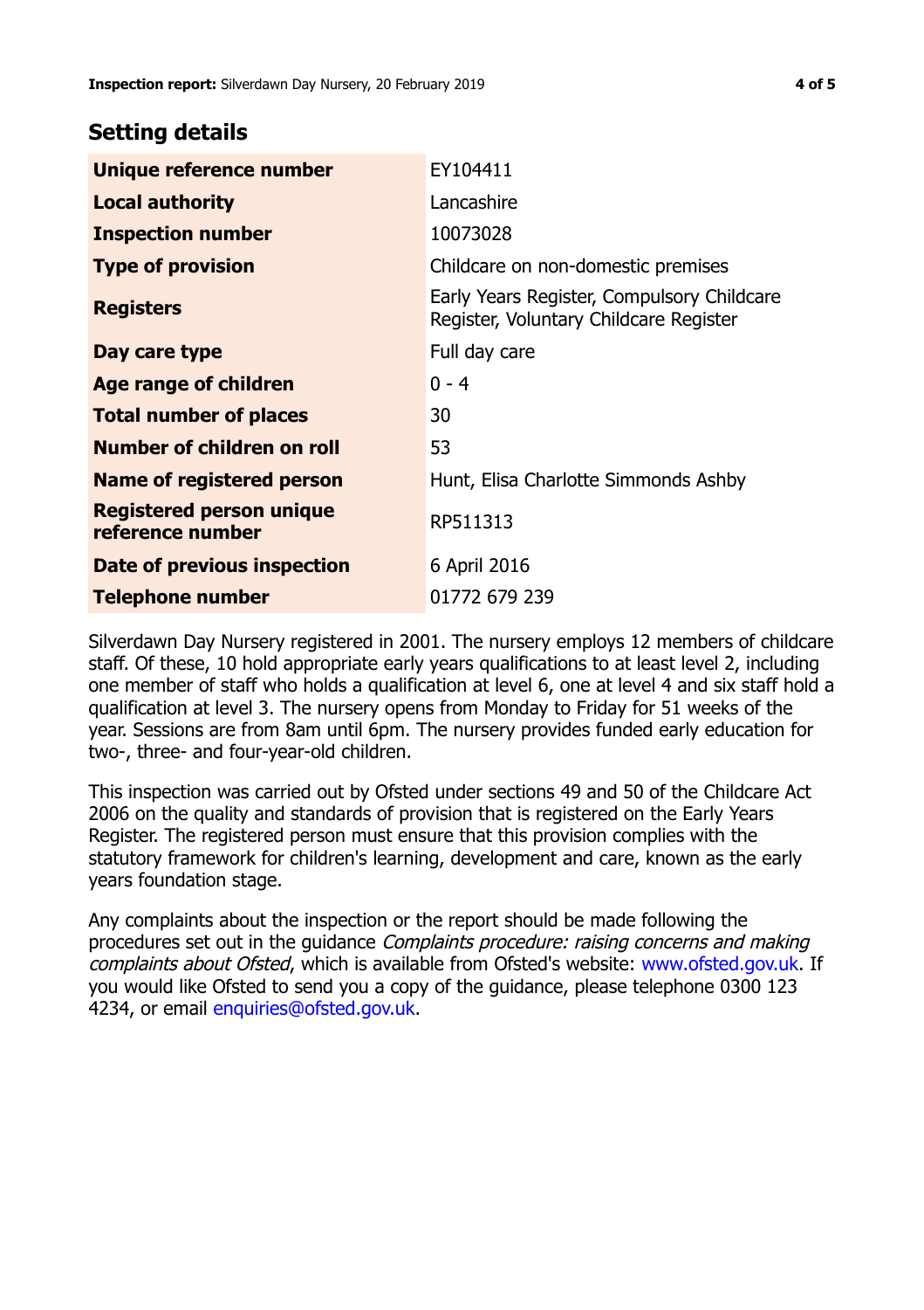## Setting details

| | |
|---|---|
| **Unique reference number** | EY104411 |
| **Local authority** | Lancashire |
| **Inspection number** | 10073028 |
| **Type of provision** | Childcare on non-domestic premises |
| **Registers** | Early Years Register, Compulsory Childcare Register, Voluntary Childcare Register |
| **Day care type** | Full day care |
| **Age range of children** | 0 - 4 |
| **Total number of places** | 30 |
| **Number of children on roll** | 53 |
| **Name of registered person** | Hunt, Elisa Charlotte Simmonds Ashby |
| **Registered person unique reference number** | RP511313 |
| **Date of previous inspection** | 6 April 2016 |
| **Telephone number** | 01772 679 239 |

Silverdawn Day Nursery registered in 2001. The nursery employs 12 members of childcare staff. Of these, 10 hold appropriate early years qualifications to at least level 2, including one member of staff who holds a qualification at level 6, one at level 4 and six staff hold a qualification at level 3. The nursery opens from Monday to Friday for 51 weeks of the year. Sessions are from 8am until 6pm. The nursery provides funded early education for two-, three- and four-year-old children.

This inspection was carried out by Ofsted under sections 49 and 50 of the Childcare Act 2006 on the quality and standards of provision that is registered on the Early Years Register. The registered person must ensure that this provision complies with the statutory framework for children's learning, development and care, known as the early years foundation stage.

Any complaints about the inspection or the report should be made following the procedures set out in the guidance *Complaints procedure: raising concerns and making complaints about Ofsted*, which is available from Ofsted's website: www.ofsted.gov.uk. If you would like Ofsted to send you a copy of the guidance, please telephone 0300 123 4234, or email enquiries@ofsted.gov.uk.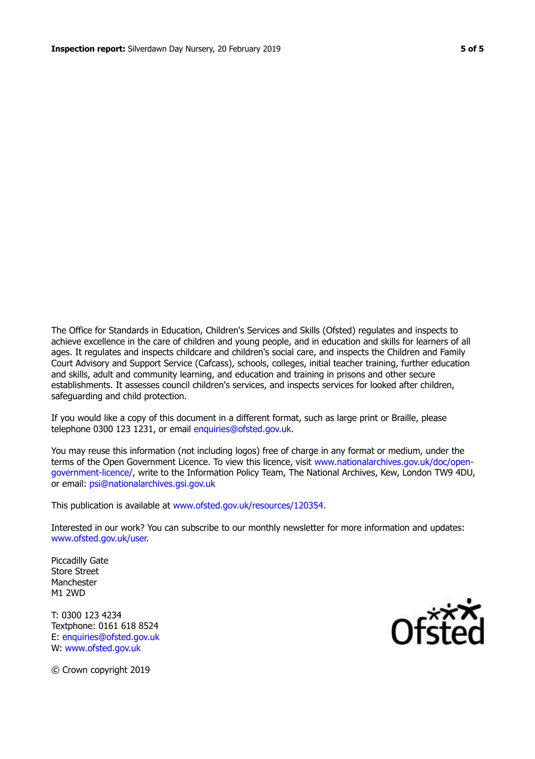The Office for Standards in Education, Children's Services and Skills (Ofsted) regulates and inspects to achieve excellence in the care of children and young people, and in education and skills for learners of all ages. It regulates and inspects childcare and children's social care, and inspects the Children and Family Court Advisory and Support Service (Cafcass), schools, colleges, initial teacher training, further education and skills, adult and community learning, and education and training in prisons and other secure establishments. It assesses council children's services, and inspects services for looked after children, safeguarding and child protection.

If you would like a copy of this document in a different format, such as large print or Braille, please telephone 0300 123 1231, or email enquiries@ofsted.gov.uk.

You may reuse this information (not including logos) free of charge in any format or medium, under the terms of the Open Government Licence. To view this licence, visit www.nationalarchives.gov.uk/doc/open-government-licence/, write to the Information Policy Team, The National Archives, Kew, London TW9 4DU, or email: psi@nationalarchives.gsi.gov.uk

This publication is available at www.ofsted.gov.uk/resources/120354.

Interested in our work? You can subscribe to our monthly newsletter for more information and updates: www.ofsted.gov.uk/user.

Piccadilly Gate
Store Street
Manchester
M1 2WD

T: 0300 123 4234
Textphone: 0161 618 8524
E: enquiries@ofsted.gov.uk
W: www.ofsted.gov.uk

© Crown copyright 2019